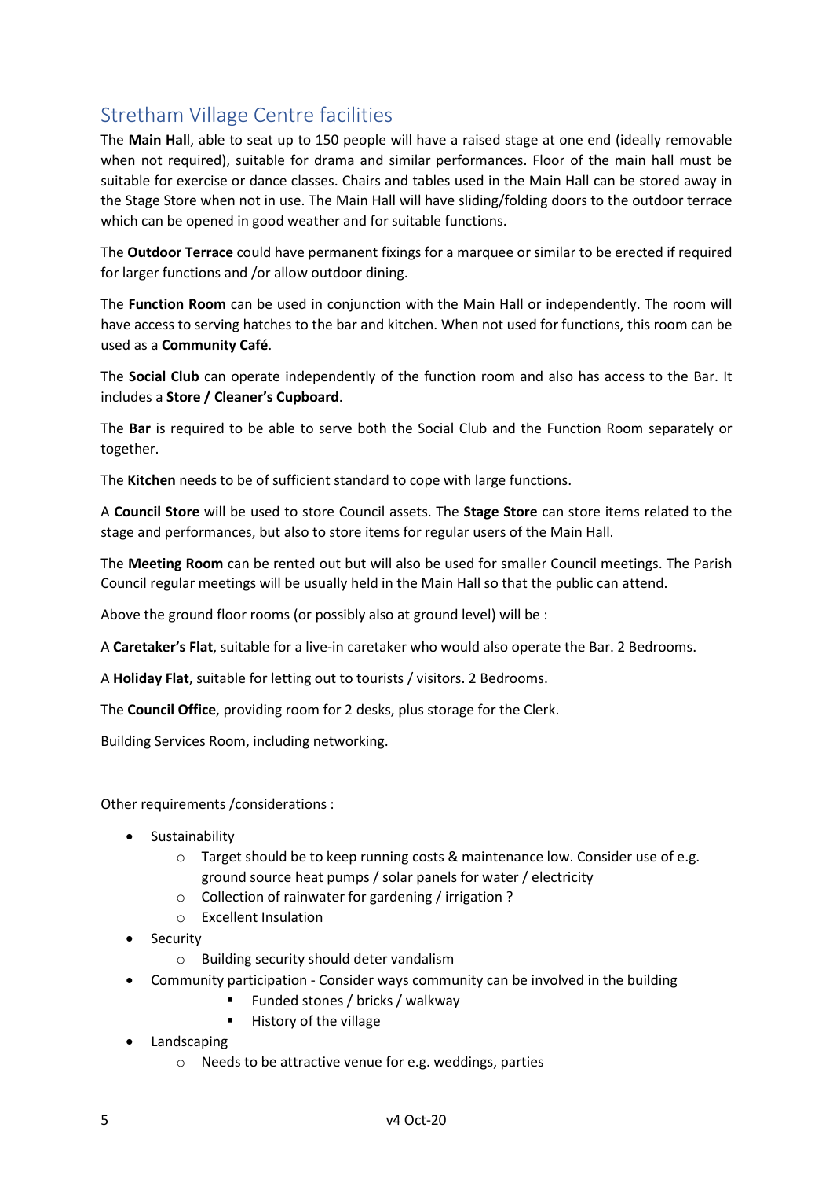## Stretham Village Centre facilities

The **Main Hall**, able to seat up to 150 people will have a raised stage at one end (ideally removable when not required), suitable for drama and similar performances. Floor of the main hall must be suitable for exercise or dance classes. Chairs and tables used in the Main Hall can be stored away in the Stage Store when not in use. The Main Hall will have sliding/folding doors to the outdoor terrace which can be opened in good weather and for suitable functions.

The **Outdoor Terrace** could have permanent fixings for a marquee or similar to be erected if required for larger functions and /or allow outdoor dining.

The **Function Room** can be used in conjunction with the Main Hall or independently. The room will have access to serving hatches to the bar and kitchen. When not used for functions, this room can be used as a **Community Café**.

The **Social Club** can operate independently of the function room and also has access to the Bar. It includes a **Store / Cleaner's Cupboard**.

The **Bar** is required to be able to serve both the Social Club and the Function Room separately or together.

The **Kitchen** needs to be of sufficient standard to cope with large functions.

A **Council Store** will be used to store Council assets. The **Stage Store** can store items related to the stage and performances, but also to store items for regular users of the Main Hall.

The **Meeting Room** can be rented out but will also be used for smaller Council meetings. The Parish Council regular meetings will be usually held in the Main Hall so that the public can attend.

Above the ground floor rooms (or possibly also at ground level) will be :

A **Caretaker's Flat**, suitable for a live-in caretaker who would also operate the Bar. 2 Bedrooms.

A **Holiday Flat**, suitable for letting out to tourists / visitors. 2 Bedrooms.

The **Council Office**, providing room for 2 desks, plus storage for the Clerk.

Building Services Room, including networking.

Other requirements /considerations :

- Sustainability
  - Target should be to keep running costs & maintenance low. Consider use of e.g. ground source heat pumps / solar panels for water / electricity
  - Collection of rainwater for gardening / irrigation ?
  - Excellent Insulation
- Security
  - Building security should deter vandalism
- Community participation - Consider ways community can be involved in the building
    - Funded stones / bricks / walkway
    - History of the village
- Landscaping
  - Needs to be attractive venue for e.g. weddings, parties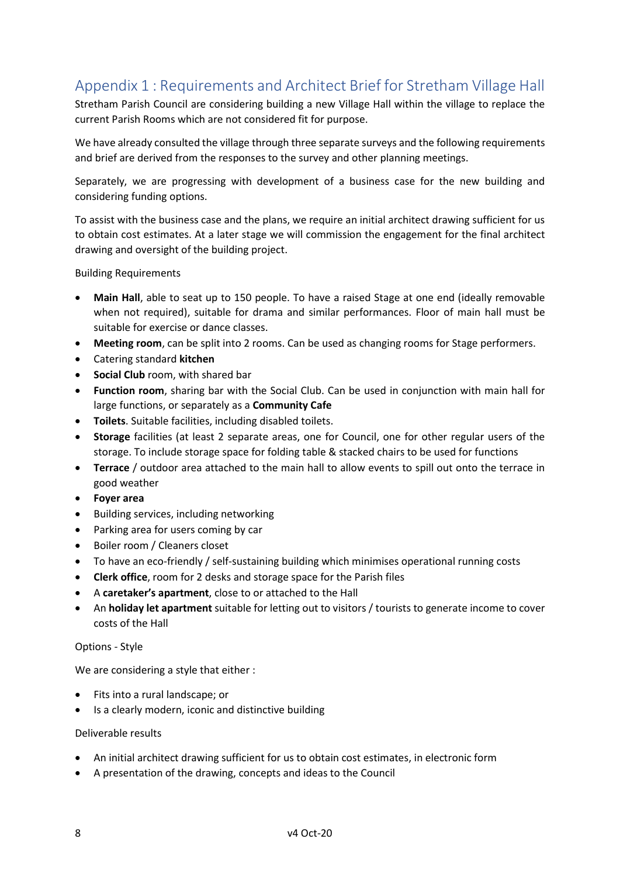## Appendix 1 : Requirements and Architect Brief for Stretham Village Hall

Stretham Parish Council are considering building a new Village Hall within the village to replace the current Parish Rooms which are not considered fit for purpose.

We have already consulted the village through three separate surveys and the following requirements and brief are derived from the responses to the survey and other planning meetings.

Separately, we are progressing with development of a business case for the new building and considering funding options.

To assist with the business case and the plans, we require an initial architect drawing sufficient for us to obtain cost estimates. At a later stage we will commission the engagement for the final architect drawing and oversight of the building project.

Building Requirements

- **Main Hall**, able to seat up to 150 people. To have a raised Stage at one end (ideally removable when not required), suitable for drama and similar performances. Floor of main hall must be suitable for exercise or dance classes.
- **Meeting room**, can be split into 2 rooms. Can be used as changing rooms for Stage performers.
- Catering standard **kitchen**
- **Social Club** room, with shared bar
- **Function room**, sharing bar with the Social Club. Can be used in conjunction with main hall for large functions, or separately as a **Community Cafe**
- **Toilets**. Suitable facilities, including disabled toilets.
- **Storage** facilities (at least 2 separate areas, one for Council, one for other regular users of the storage. To include storage space for folding table & stacked chairs to be used for functions
- **Terrace** / outdoor area attached to the main hall to allow events to spill out onto the terrace in good weather
- **Foyer area**
- Building services, including networking
- Parking area for users coming by car
- Boiler room / Cleaners closet
- To have an eco-friendly / self-sustaining building which minimises operational running costs
- **Clerk office**, room for 2 desks and storage space for the Parish files
- A **caretaker's apartment**, close to or attached to the Hall
- An **holiday let apartment** suitable for letting out to visitors / tourists to generate income to cover costs of the Hall

Options - Style

We are considering a style that either :

- Fits into a rural landscape; or
- Is a clearly modern, iconic and distinctive building

Deliverable results

- An initial architect drawing sufficient for us to obtain cost estimates, in electronic form
- A presentation of the drawing, concepts and ideas to the Council

v4 Oct-20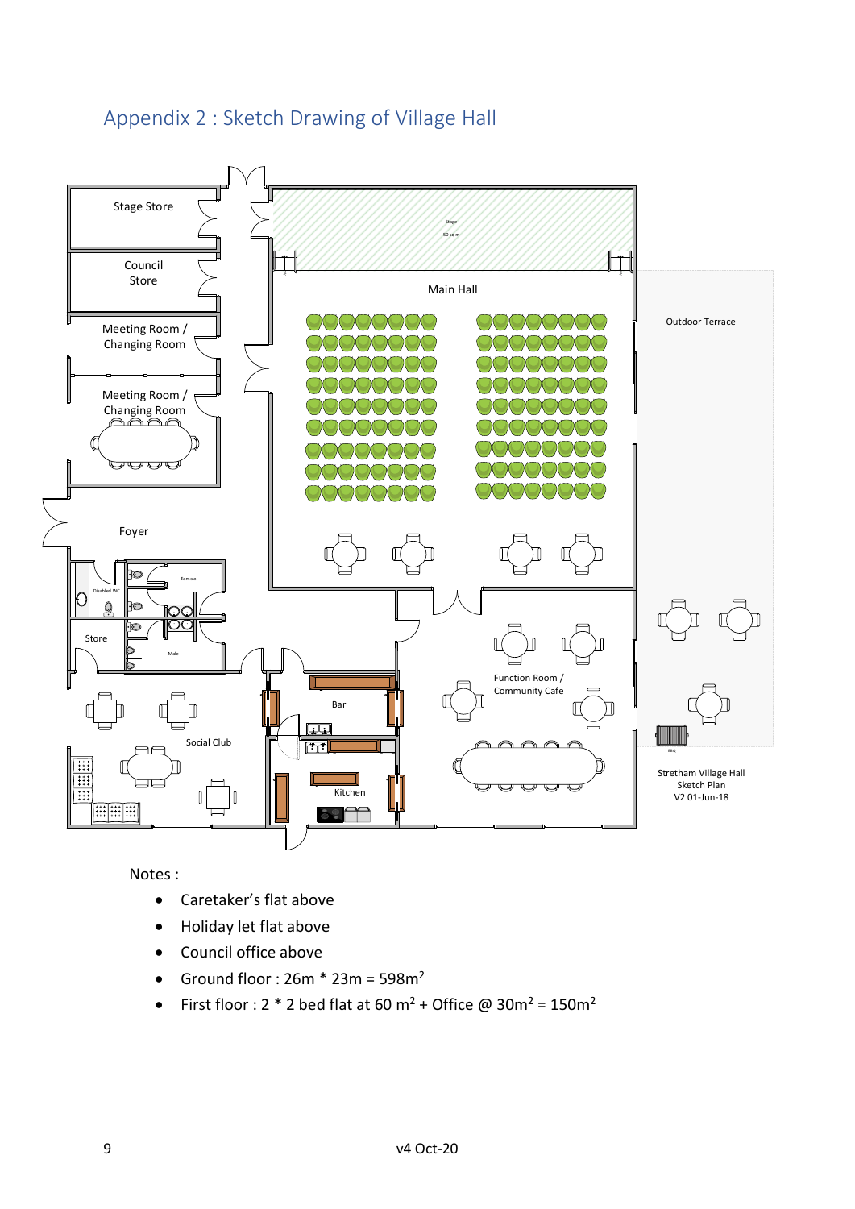## Appendix 2 : Sketch Drawing of Village Hall

Stage Store

Council Store

Meeting Room / Changing Room

Meeting Room / Changing Room

Foyer

Stage
50 sq m

Main Hall

Outdoor Terrace

Disabled WC

Female

Store

Male

Social Club

Bar

Kitchen

Function Room / Community Cafe

BBQ

Stretham Village Hall
Sketch Plan
V2 01-Jun-18

Notes :

- Caretaker's flat above
- Holiday let flat above
- Council office above
- Ground floor : 26m * 23m = 598m$^2$
- First floor : 2 * 2 bed flat at 60 m$^2$ + Office @ 30m$^2$ = 150m$^2$